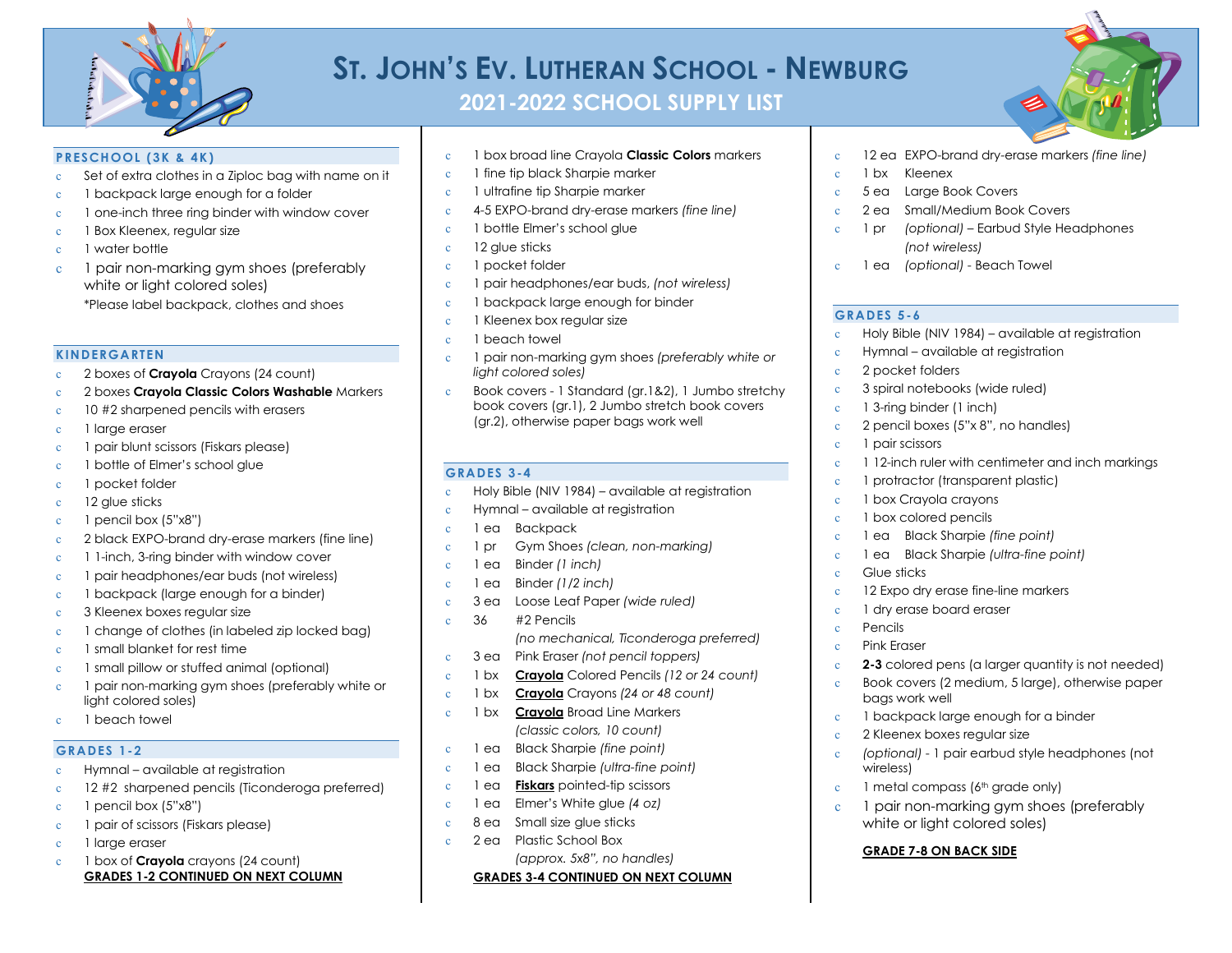# St. John's Ev. Lutheran School - Newburg

## 2021-2022 School Supply List

### PRESCHOOL (3K & 4K)

- Set of extra clothes in a Ziploc bag with name on it
- 1 backpack large enough for a folder
- 1 one-inch three ring binder with window cover
- 1 Box Kleenex, regular size
- 1 water bottle
- 1 pair non-marking gym shoes (preferably white or light colored soles)

*Please label backpack, clothes and shoes

### KINDERGARTEN

- 2 boxes of **Crayola** Crayons (24 count)
- 2 boxes **Crayola Classic Colors Washable** Markers
- 10 #2 sharpened pencils with erasers
- 1 large eraser
- 1 pair blunt scissors (Fiskars please)
- 1 bottle of Elmer's school glue
- 1 pocket folder
- 12 glue sticks
- 1 pencil box (5"x8")
- 2 black EXPO-brand dry-erase markers (fine line)
- 1 1-inch, 3-ring binder with window cover
- 1 pair headphones/ear buds (not wireless)
- 1 backpack (large enough for a binder)
- 3 Kleenex boxes regular size
- 1 change of clothes (in labeled zip locked bag)
- 1 small blanket for rest time
- 1 small pillow or stuffed animal (optional)
- 1 pair non-marking gym shoes (preferably white or light colored soles)
- 1 beach towel

### GRADES 1-2

- Hymnal – available at registration
- 12 #2 sharpened pencils (Ticonderoga preferred)
- 1 pencil box (5"x8")
- 1 pair of scissors (Fiskars please)
- 1 large eraser
- 1 box of **Crayola** crayons (24 count)
- 1 box broad line Crayola **Classic Colors** markers
- 1 fine tip black Sharpie marker
- 1 ultrafine tip Sharpie marker
- 4-5 EXPO-brand dry-erase markers *(fine line)*
- 1 bottle Elmer's school glue
- 12 glue sticks
- 1 pocket folder
- 1 pair headphones/ear buds, *(not wireless)*
- 1 backpack large enough for binder
- 1 Kleenex box regular size
- 1 beach towel
- 1 pair non-marking gym shoes *(preferably white or light colored soles)*
- Book covers - 1 Standard (gr.1&2), 1 Jumbo stretchy book covers (gr.1), 2 Jumbo stretch book covers (gr.2), otherwise paper bags work well

### GRADES 3-4

- Holy Bible (NIV 1984) – available at registration
- Hymnal – available at registration
- 1 ea Backpack
- 1 pr Gym Shoes *(clean, non-marking)*
- 1 ea Binder *(1 inch)*
- 1 ea Binder *(1/2 inch)*
- 3 ea Loose Leaf Paper *(wide ruled)*
- 36 #2 Pencils *(no mechanical, Ticonderoga preferred)*
- 3 ea Pink Eraser *(not pencil toppers)*
- 1 bx **Crayola** Colored Pencils *(12 or 24 count)*
- 1 bx **Crayola** Crayons *(24 or 48 count)*
- 1 bx **Crayola** Broad Line Markers *(classic colors, 10 count)*
- 1 ea Black Sharpie *(fine point)*
- 1 ea Black Sharpie *(ultra-fine point)*
- 1 ea **Fiskars** pointed-tip scissors
- 1 ea Elmer's White glue *(4 oz)*
- 8 ea Small size glue sticks
- 2 ea Plastic School Box *(approx. 5x8", no handles)*
- 12 ea EXPO-brand dry-erase markers *(fine line)*
- 1 bx Kleenex
- 5 ea Large Book Covers
- 2 ea Small/Medium Book Covers
- 1 pr *(optional)* – Earbud Style Headphones *(not wireless)*
- 1 ea *(optional)* - Beach Towel

### GRADES 5-6

- Holy Bible (NIV 1984) – available at registration
- Hymnal – available at registration
- 2 pocket folders
- 3 spiral notebooks (wide ruled)
- 1 3-ring binder (1 inch)
- 2 pencil boxes (5"x 8", no handles)
- 1 pair scissors
- 1 12-inch ruler with centimeter and inch markings
- 1 protractor (transparent plastic)
- 1 box Crayola crayons
- 1 box colored pencils
- 1 ea Black Sharpie *(fine point)*
- 1 ea Black Sharpie *(ultra-fine point)*
- Glue sticks
- 12 Expo dry erase fine-line markers
- 1 dry erase board eraser
- Pencils
- Pink Eraser
- **2-3** colored pens (a larger quantity is not needed)
- Book covers (2 medium, 5 large), otherwise paper bags work well
- 1 backpack large enough for a binder
- 2 Kleenex boxes regular size
- *(optional)* - 1 pair earbud style headphones (not wireless)
- 1 metal compass (6th grade only)
- 1 pair non-marking gym shoes (preferably white or light colored soles)

**GRADE 7-8 ON BACK SIDE**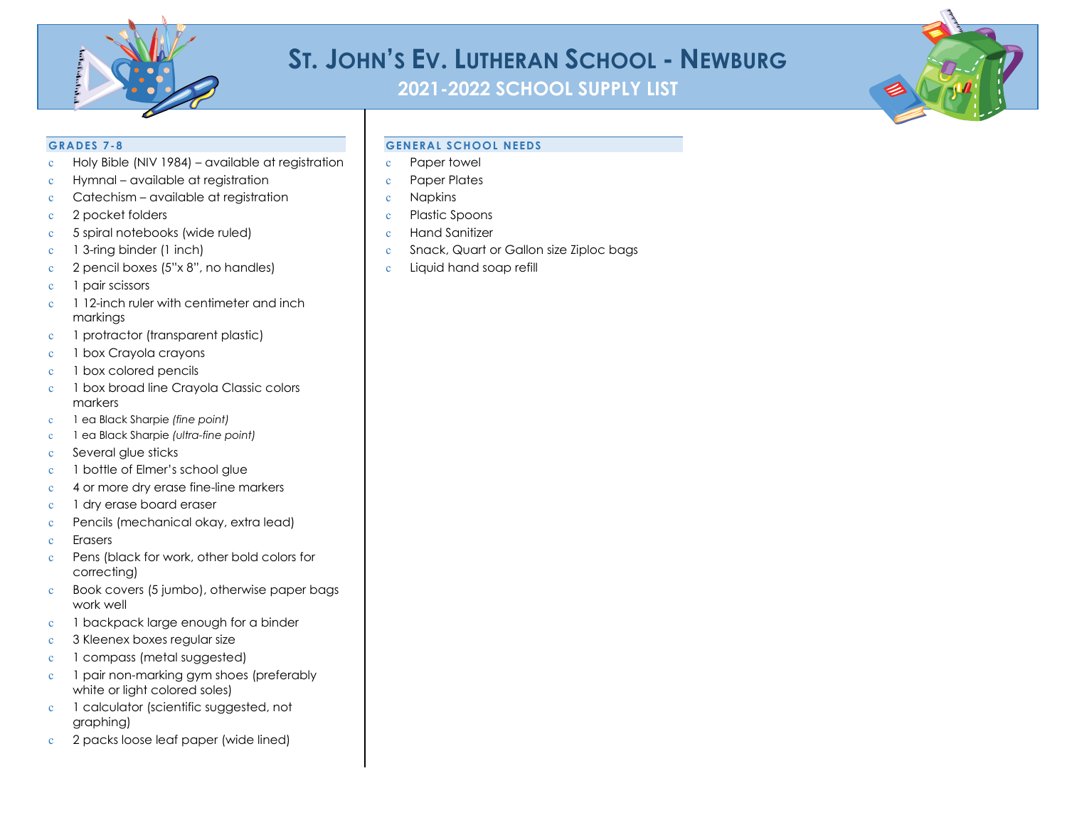# St. John's Ev. Lutheran School - Newburg

## 2021-2022 School Supply List

### GRADES 7-8

- Holy Bible (NIV 1984) – available at registration
- Hymnal – available at registration
- Catechism – available at registration
- 2 pocket folders
- 5 spiral notebooks (wide ruled)
- 1 3-ring binder (1 inch)
- 2 pencil boxes (5"x 8", no handles)
- 1 pair scissors
- 1 12-inch ruler with centimeter and inch markings
- 1 protractor (transparent plastic)
- 1 box Crayola crayons
- 1 box colored pencils
- 1 box broad line Crayola Classic colors markers
- 1 ea Black Sharpie *(fine point)*
- 1 ea Black Sharpie *(ultra-fine point)*
- Several glue sticks
- 1 bottle of Elmer's school glue
- 4 or more dry erase fine-line markers
- 1 dry erase board eraser
- Pencils (mechanical okay, extra lead)
- Erasers
- Pens (black for work, other bold colors for correcting)
- Book covers (5 jumbo), otherwise paper bags work well
- 1 backpack large enough for a binder
- 3 Kleenex boxes regular size
- 1 compass (metal suggested)
- 1 pair non-marking gym shoes (preferably white or light colored soles)
- 1 calculator (scientific suggested, not graphing)
- 2 packs loose leaf paper (wide lined)

### GENERAL SCHOOL NEEDS

- Paper towel
- Paper Plates
- Napkins
- Plastic Spoons
- Hand Sanitizer
- Snack, Quart or Gallon size Ziploc bags
- Liquid hand soap refill